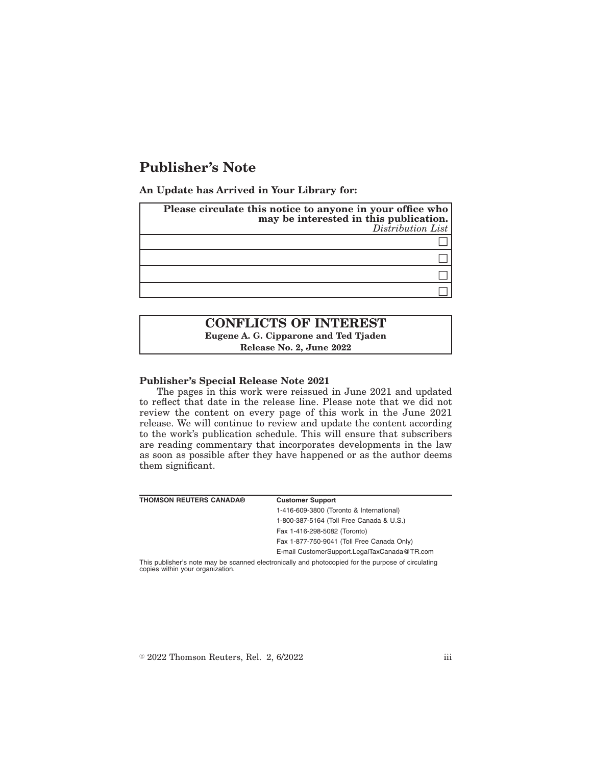# Publisher's Note

**An Update has Arrived in Your Library for:**

| **Please circulate this notice to anyone in your office who may be interested in this publication.** *Distribution List* |
| --- |
| ☐ |
| ☐ |
| ☐ |
| ☐ |

## CONFLICTS OF INTEREST

**Eugene A. G. Cipparone and Ted Tjaden**

**Release No. 2, June 2022**

**Publisher's Special Release Note 2021**

The pages in this work were reissued in June 2021 and updated to reflect that date in the release line. Please note that we did not review the content on every page of this work in the June 2021 release. We will continue to review and update the content according to the work's publication schedule. This will ensure that subscribers are reading commentary that incorporates developments in the law as soon as possible after they have happened or as the author deems them significant.

| **THOMSON REUTERS CANADA®** | **Customer Support** |
| --- | --- |
| | 1-416-609-3800 (Toronto & International) |
| | 1-800-387-5164 (Toll Free Canada & U.S.) |
| | Fax 1-416-298-5082 (Toronto) |
| | Fax 1-877-750-9041 (Toll Free Canada Only) |
| | E-mail CustomerSupport.LegalTaxCanada@TR.com |

This publisher's note may be scanned electronically and photocopied for the purpose of circulating copies within your organization.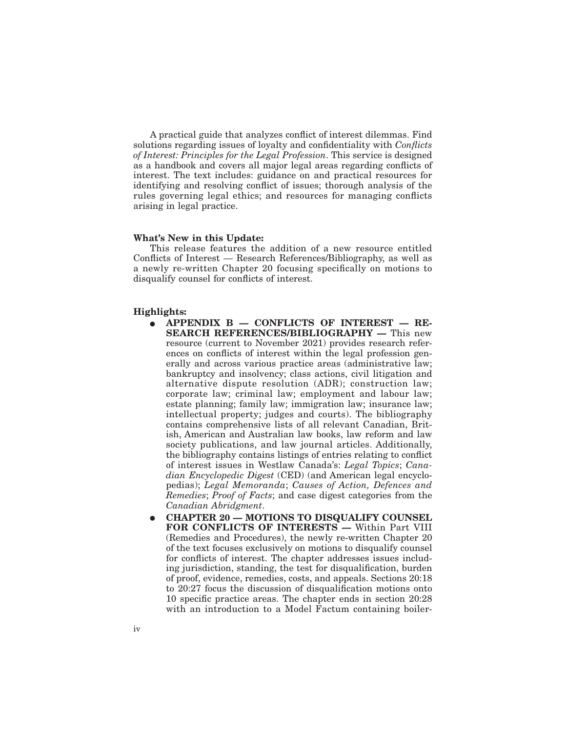A practical guide that analyzes conflict of interest dilemmas. Find solutions regarding issues of loyalty and confidentiality with *Conflicts of Interest: Principles for the Legal Profession*. This service is designed as a handbook and covers all major legal areas regarding conflicts of interest. The text includes: guidance on and practical resources for identifying and resolving conflict of issues; thorough analysis of the rules governing legal ethics; and resources for managing conflicts arising in legal practice.

**What's New in this Update:**

This release features the addition of a new resource entitled Conflicts of Interest — Research References/Bibliography, as well as a newly re-written Chapter 20 focusing specifically on motions to disqualify counsel for conflicts of interest.

**Highlights:**

- **APPENDIX B — CONFLICTS OF INTEREST — RESEARCH REFERENCES/BIBLIOGRAPHY —** This new resource (current to November 2021) provides research references on conflicts of interest within the legal profession generally and across various practice areas (administrative law; bankruptcy and insolvency; class actions, civil litigation and alternative dispute resolution (ADR); construction law; corporate law; criminal law; employment and labour law; estate planning; family law; immigration law; insurance law; intellectual property; judges and courts). The bibliography contains comprehensive lists of all relevant Canadian, British, American and Australian law books, law reform and law society publications, and law journal articles. Additionally, the bibliography contains listings of entries relating to conflict of interest issues in Westlaw Canada's: *Legal Topics*; *Canadian Encyclopedic Digest* (CED) (and American legal encyclopedias); *Legal Memoranda*; *Causes of Action, Defences and Remedies*; *Proof of Facts*; and case digest categories from the *Canadian Abridgment*.
- **CHAPTER 20 — MOTIONS TO DISQUALIFY COUNSEL FOR CONFLICTS OF INTERESTS —** Within Part VIII (Remedies and Procedures), the newly re-written Chapter 20 of the text focuses exclusively on motions to disqualify counsel for conflicts of interest. The chapter addresses issues including jurisdiction, standing, the test for disqualification, burden of proof, evidence, remedies, costs, and appeals. Sections 20:18 to 20:27 focus the discussion of disqualification motions onto 10 specific practice areas. The chapter ends in section 20:28 with an introduction to a Model Factum containing boiler-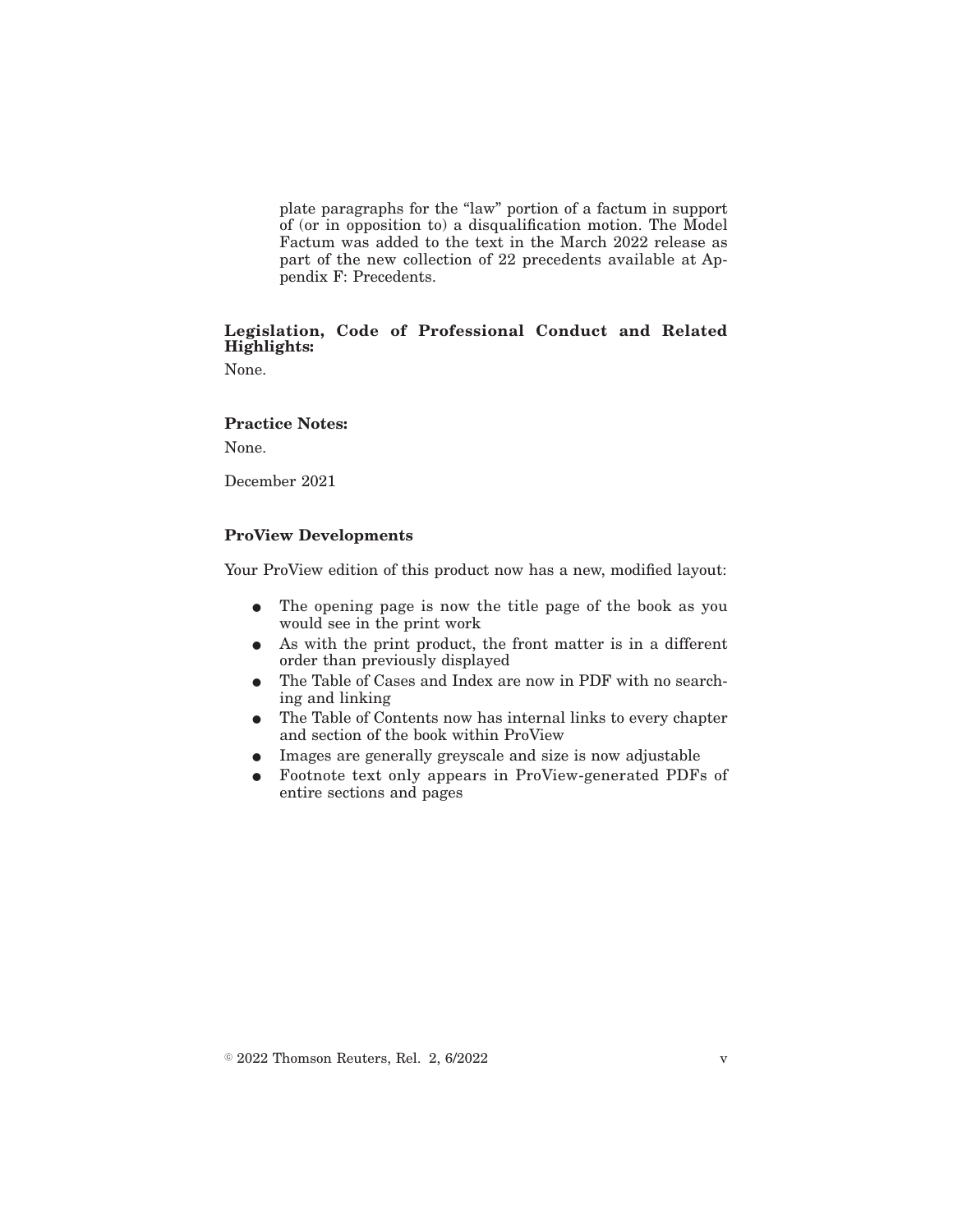plate paragraphs for the "law" portion of a factum in support of (or in opposition to) a disqualification motion. The Model Factum was added to the text in the March 2022 release as part of the new collection of 22 precedents available at Appendix F: Precedents.

**Legislation, Code of Professional Conduct and Related Highlights:**

None.

**Practice Notes:**

None.

December 2021

**ProView Developments**

Your ProView edition of this product now has a new, modified layout:

- The opening page is now the title page of the book as you would see in the print work
- As with the print product, the front matter is in a different order than previously displayed
- The Table of Cases and Index are now in PDF with no searching and linking
- The Table of Contents now has internal links to every chapter and section of the book within ProView
- Images are generally greyscale and size is now adjustable
- Footnote text only appears in ProView-generated PDFs of entire sections and pages